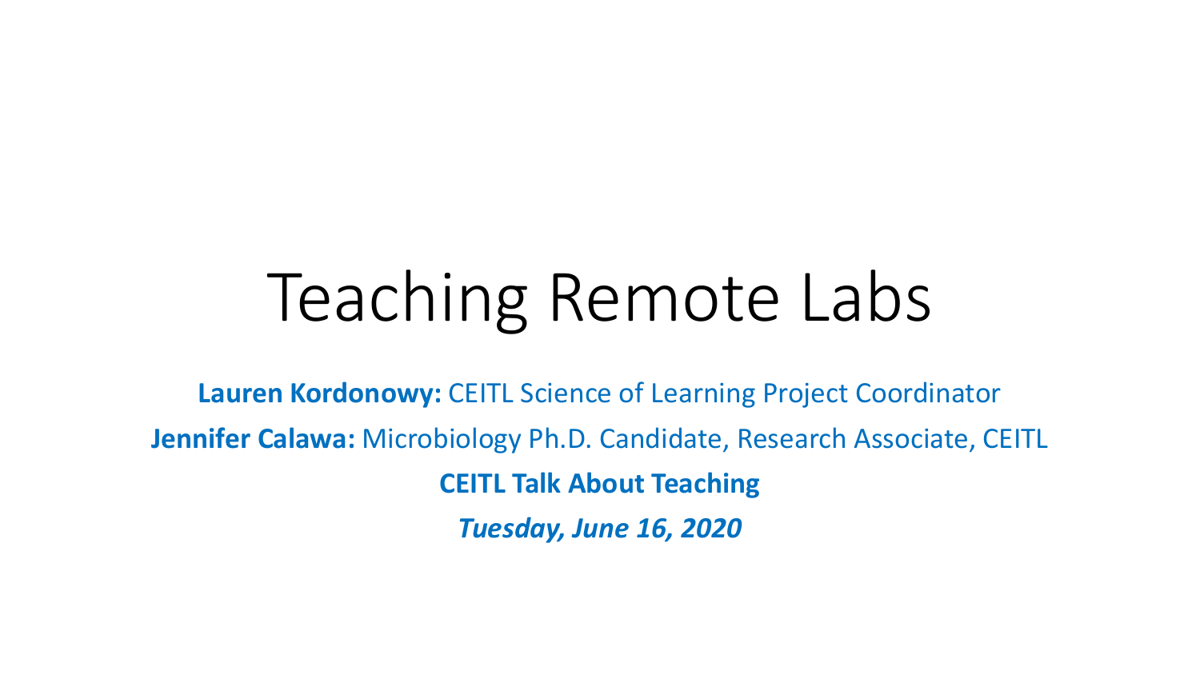# Teaching Remote Labs

**Lauren Kordonowy:** CEITL Science of Learning Project Coordinator

**Jennifer Calawa:** Microbiology Ph.D. Candidate, Research Associate, CEITL

**CEITL Talk About Teaching**

***Tuesday, June 16, 2020***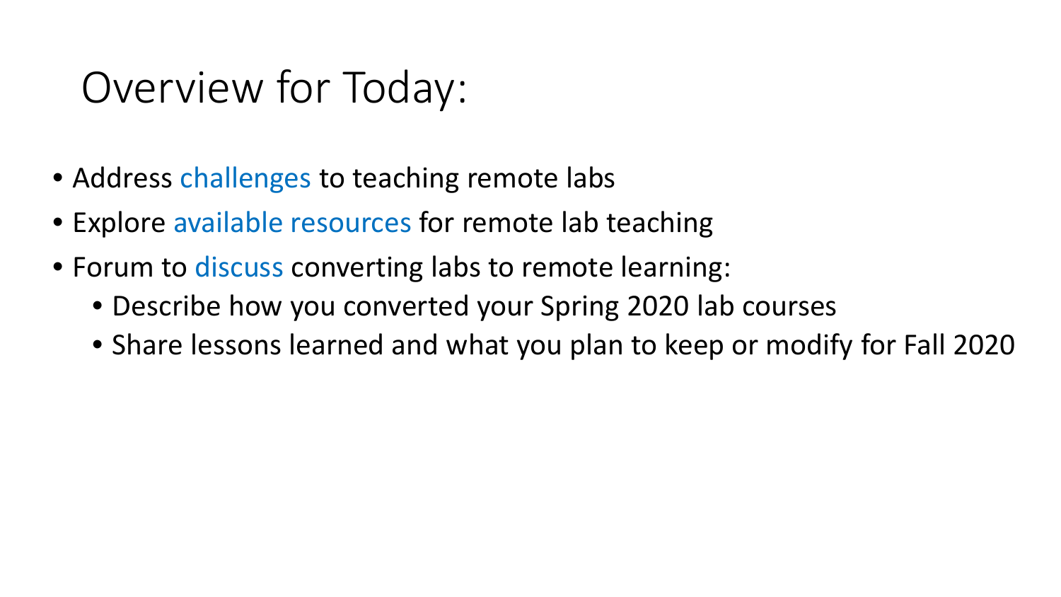# Overview for Today:

- Address challenges to teaching remote labs
- Explore available resources for remote lab teaching
- Forum to discuss converting labs to remote learning:
  - Describe how you converted your Spring 2020 lab courses
  - Share lessons learned and what you plan to keep or modify for Fall 2020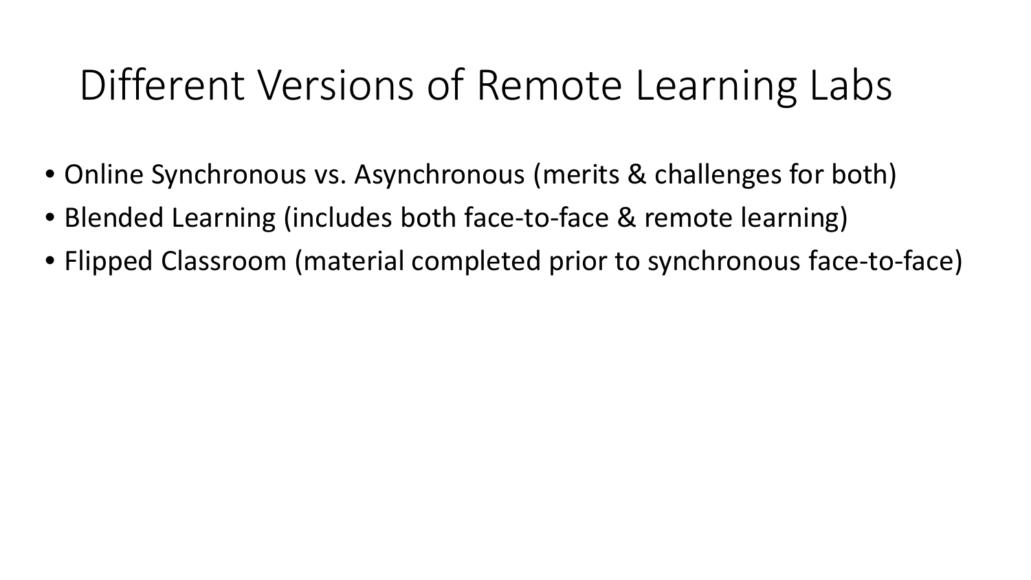# Different Versions of Remote Learning Labs

- Online Synchronous vs. Asynchronous (merits & challenges for both)
- Blended Learning (includes both face-to-face & remote learning)
- Flipped Classroom (material completed prior to synchronous face-to-face)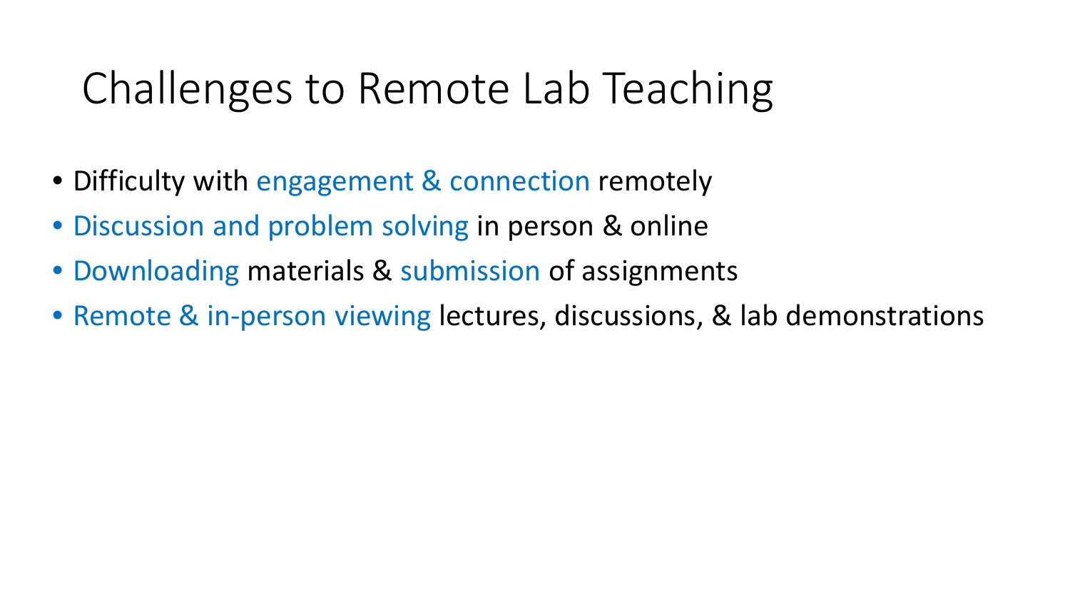# Challenges to Remote Lab Teaching

- Difficulty with engagement & connection remotely
- Discussion and problem solving in person & online
- Downloading materials & submission of assignments
- Remote & in-person viewing lectures, discussions, & lab demonstrations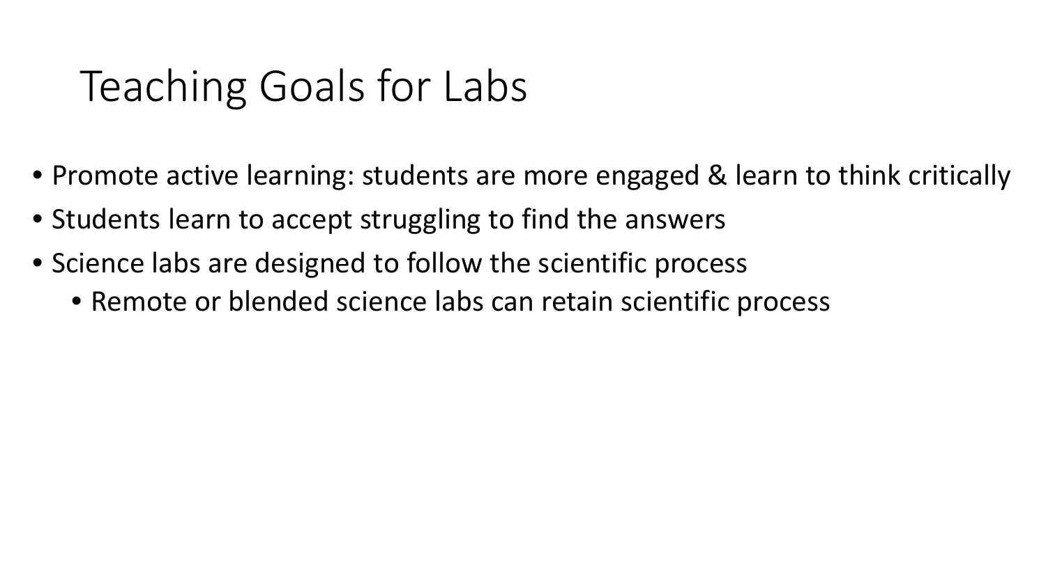# Teaching Goals for Labs

- Promote active learning: students are more engaged & learn to think critically
- Students learn to accept struggling to find the answers
- Science labs are designed to follow the scientific process
  - Remote or blended science labs can retain scientific process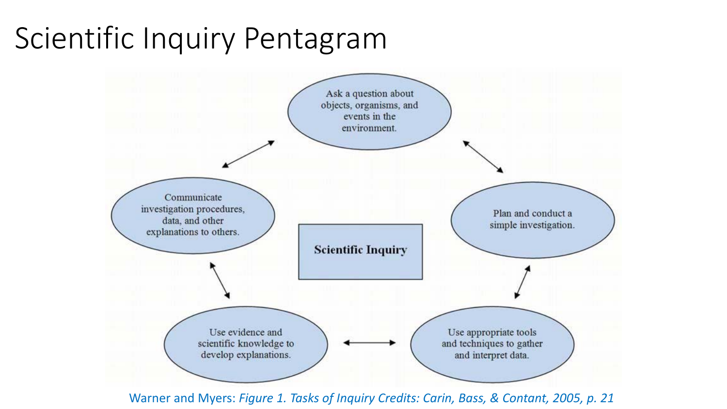# Scientific Inquiry Pentagram

**Scientific Inquiry**

- Ask a question about objects, organisms, and events in the environment.
- Plan and conduct a simple investigation.
- Use appropriate tools and techniques to gather and interpret data.
- Use evidence and scientific knowledge to develop explanations.
- Communicate investigation procedures, data, and other explanations to others.

Warner and Myers: *Figure 1. Tasks of Inquiry Credits: Carin, Bass, & Contant, 2005, p. 21*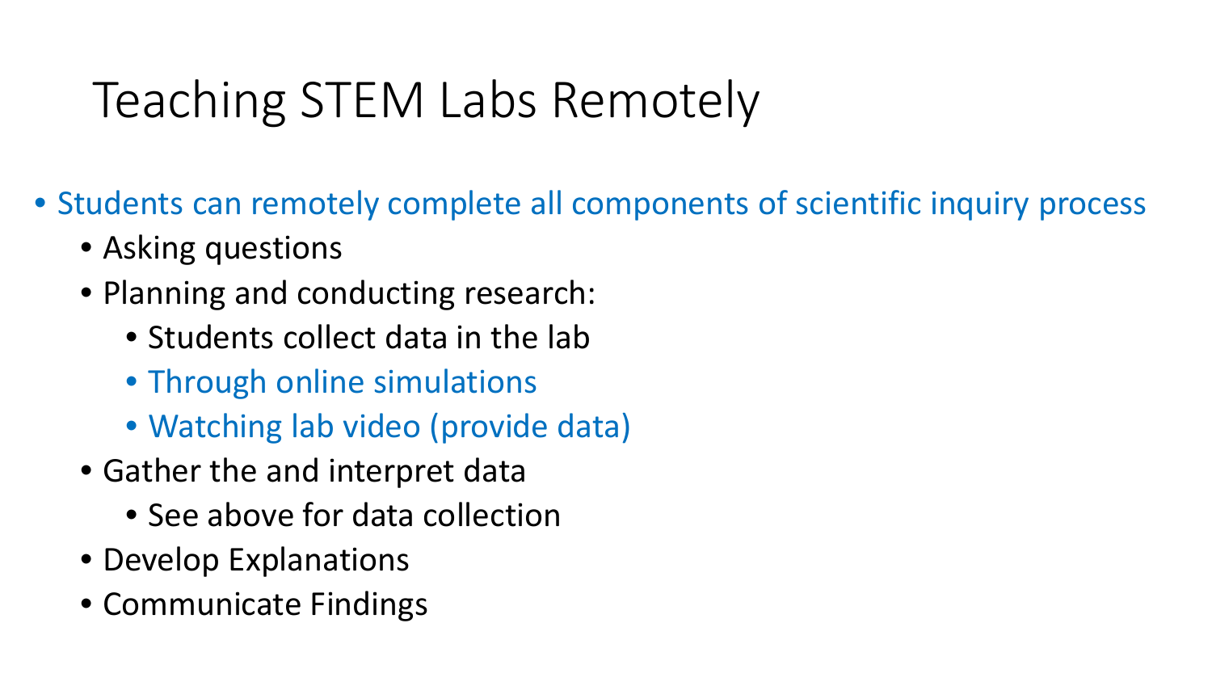# Teaching STEM Labs Remotely

- Students can remotely complete all components of scientific inquiry process
  - Asking questions
  - Planning and conducting research:
    - Students collect data in the lab
    - Through online simulations
    - Watching lab video (provide data)
  - Gather the and interpret data
    - See above for data collection
  - Develop Explanations
  - Communicate Findings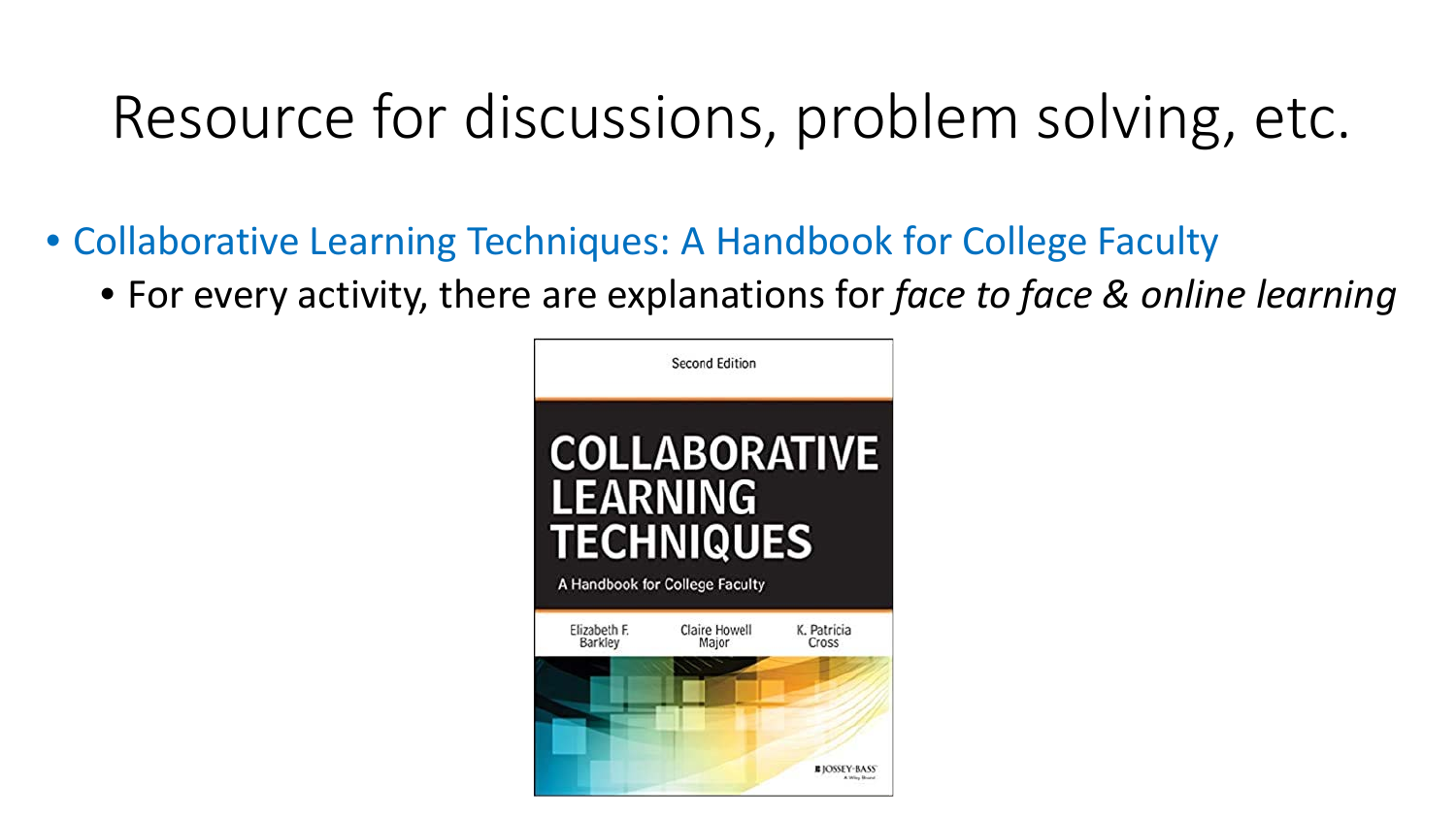# Resource for discussions, problem solving, etc.

- Collaborative Learning Techniques: A Handbook for College Faculty
  - For every activity, there are explanations for *face to face & online learning*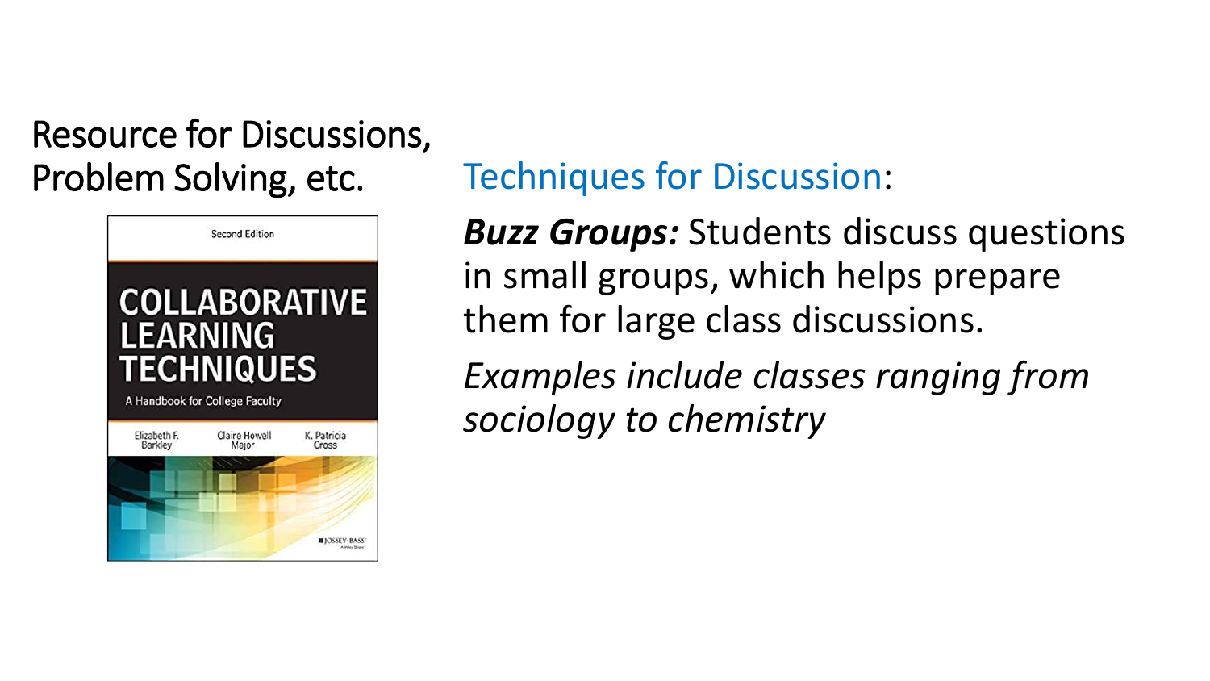Resource for Discussions, Problem Solving, etc.

Second Edition

COLLABORATIVE LEARNING TECHNIQUES

A Handbook for College Faculty

Elizabeth F. Barkley

Claire Howell Major

K. Patricia Cross

JOSSEY-BASS

Techniques for Discussion:

***Buzz Groups:*** Students discuss questions in small groups, which helps prepare them for large class discussions.

*Examples include classes ranging from sociology to chemistry*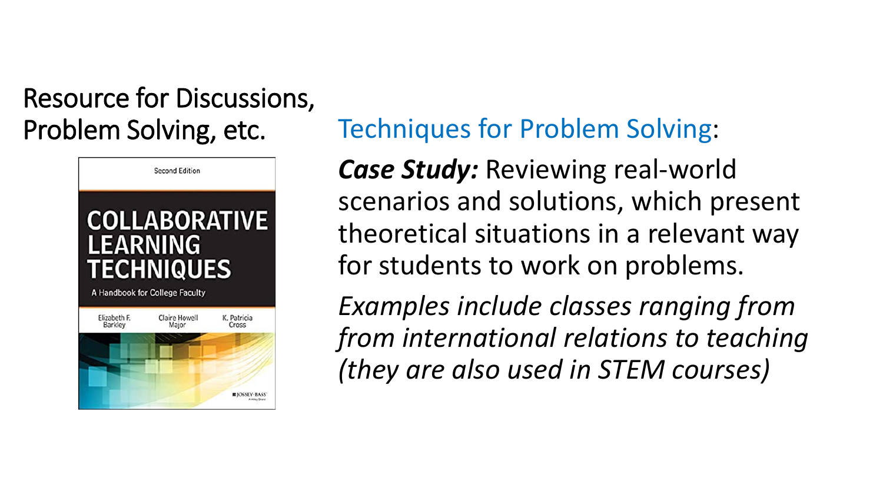## Resource for Discussions, Problem Solving, etc.

Second Edition

COLLABORATIVE LEARNING TECHNIQUES

A Handbook for College Faculty

Elizabeth F. Barkley, Claire Howell Major, K. Patricia Cross

## Techniques for Problem Solving:

***Case Study:*** Reviewing real-world scenarios and solutions, which present theoretical situations in a relevant way for students to work on problems.

*Examples include classes ranging from from international relations to teaching (they are also used in STEM courses)*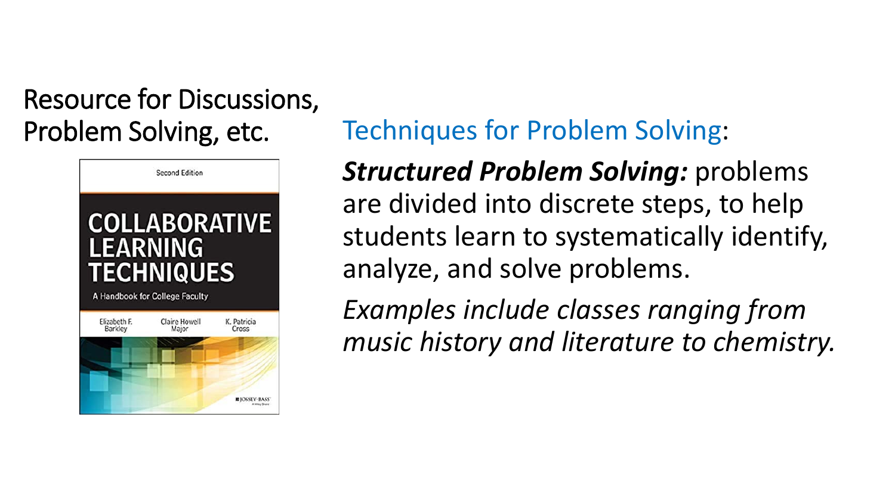## Resource for Discussions, Problem Solving, etc.

Second Edition

COLLABORATIVE LEARNING TECHNIQUES

A Handbook for College Faculty

Elizabeth F. Barkley, Claire Howell Major, K. Patricia Cross

Techniques for Problem Solving:

***Structured Problem Solving:*** problems are divided into discrete steps, to help students learn to systematically identify, analyze, and solve problems.

*Examples include classes ranging from music history and literature to chemistry.*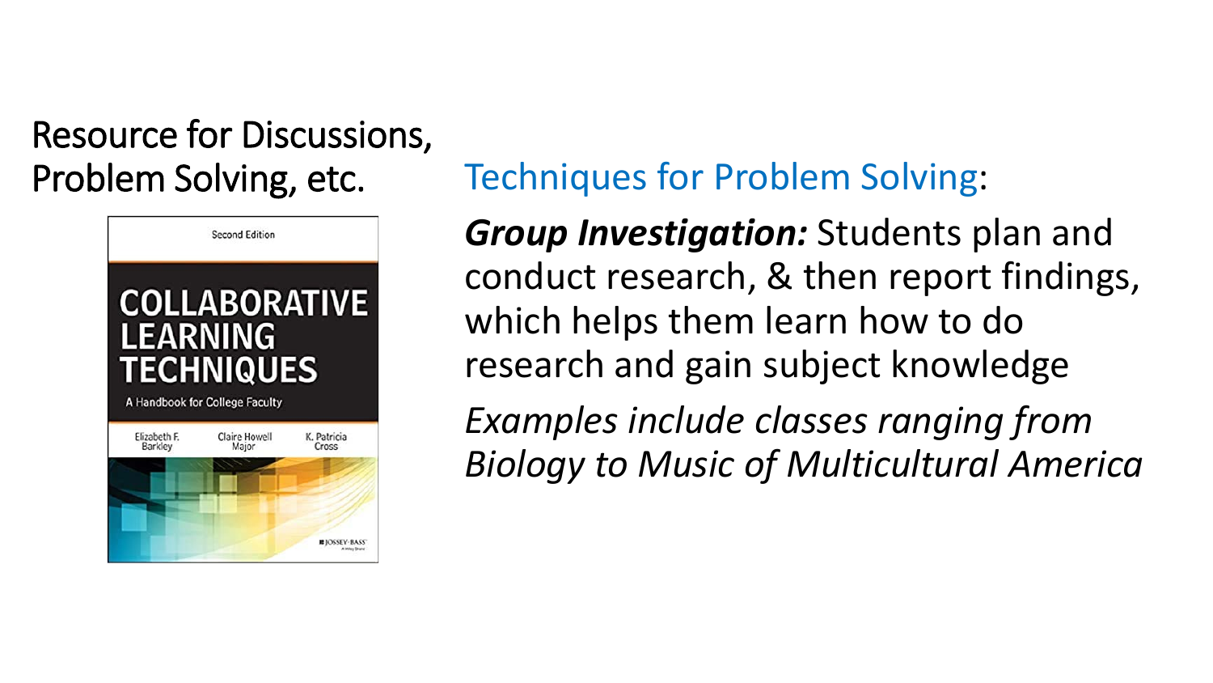Resource for Discussions, Problem Solving, etc.

Second Edition

COLLABORATIVE LEARNING TECHNIQUES

A Handbook for College Faculty

Elizabeth F. Barkley   Claire Howell Major   K. Patricia Cross

JOSSEY-BASS

Techniques for Problem Solving:

***Group Investigation:*** Students plan and conduct research, & then report findings, which helps them learn how to do research and gain subject knowledge

*Examples include classes ranging from Biology to Music of Multicultural America*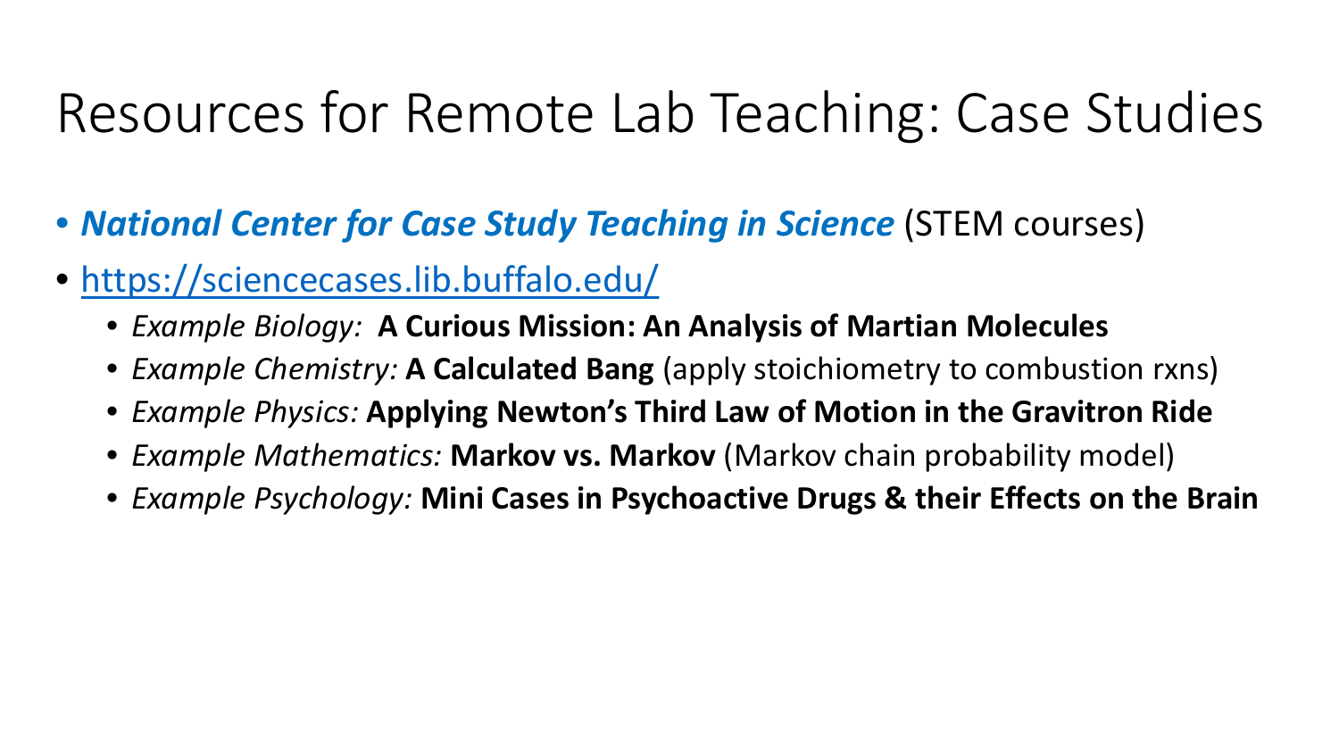# Resources for Remote Lab Teaching: Case Studies

- ***National Center for Case Study Teaching in Science*** (STEM courses)
- https://sciencecases.lib.buffalo.edu/
  - *Example Biology:* **A Curious Mission: An Analysis of Martian Molecules**
  - *Example Chemistry:* **A Calculated Bang** (apply stoichiometry to combustion rxns)
  - *Example Physics:* **Applying Newton's Third Law of Motion in the Gravitron Ride**
  - *Example Mathematics:* **Markov vs. Markov** (Markov chain probability model)
  - *Example Psychology:* **Mini Cases in Psychoactive Drugs & their Effects on the Brain**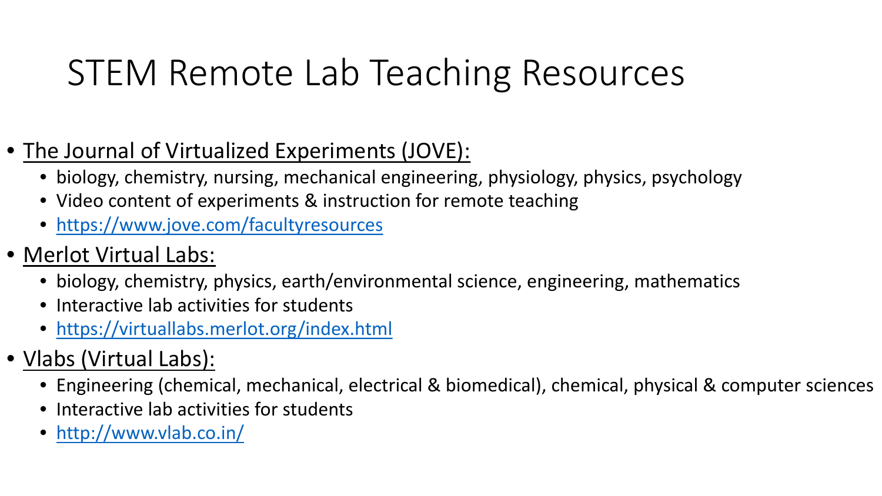# STEM Remote Lab Teaching Resources

- The Journal of Virtualized Experiments (JOVE):
  - biology, chemistry, nursing, mechanical engineering, physiology, physics, psychology
  - Video content of experiments & instruction for remote teaching
  - https://www.jove.com/facultyresources
- Merlot Virtual Labs:
  - biology, chemistry, physics, earth/environmental science, engineering, mathematics
  - Interactive lab activities for students
  - https://virtuallabs.merlot.org/index.html
- Vlabs (Virtual Labs):
  - Engineering (chemical, mechanical, electrical & biomedical), chemical, physical & computer sciences
  - Interactive lab activities for students
  - http://www.vlab.co.in/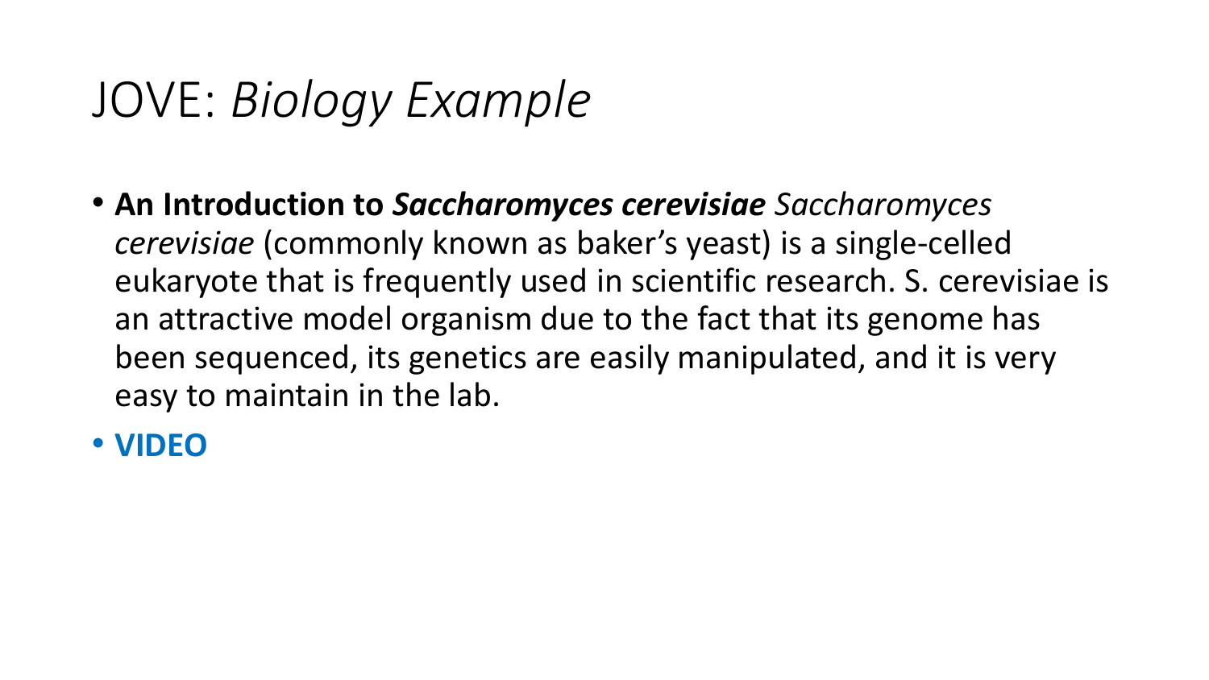# JOVE: *Biology Example*

- **An Introduction to *Saccharomyces cerevisiae*** *Saccharomyces cerevisiae* (commonly known as baker's yeast) is a single-celled eukaryote that is frequently used in scientific research. S. cerevisiae is an attractive model organism due to the fact that its genome has been sequenced, its genetics are easily manipulated, and it is very easy to maintain in the lab.
- **VIDEO**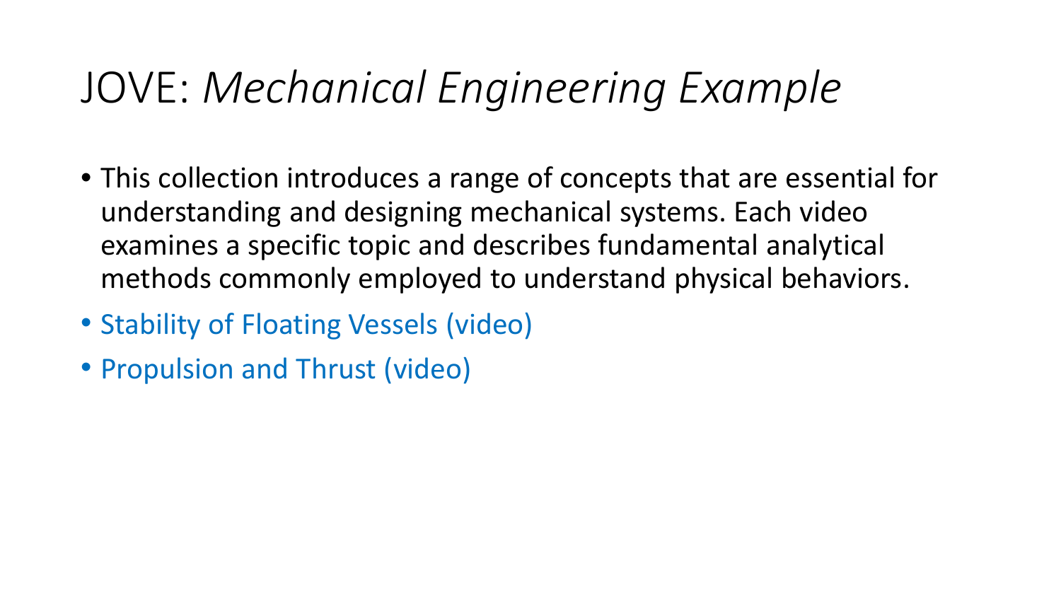# JOVE: *Mechanical Engineering Example*

- This collection introduces a range of concepts that are essential for understanding and designing mechanical systems. Each video examines a specific topic and describes fundamental analytical methods commonly employed to understand physical behaviors.
- Stability of Floating Vessels (video)
- Propulsion and Thrust (video)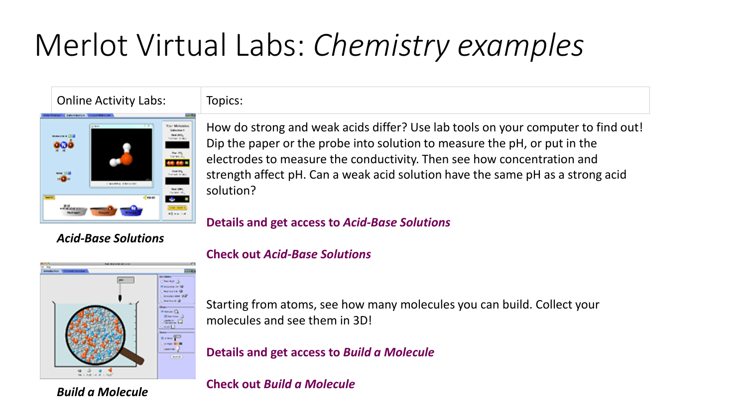# Merlot Virtual Labs: *Chemistry examples*

| Online Activity Labs: | Topics: |
| --- | --- |
| ***Acid-Base Solutions*** | How do strong and weak acids differ? Use lab tools on your computer to find out! Dip the paper or the probe into solution to measure the pH, or put in the electrodes to measure the conductivity. Then see how concentration and strength affect pH. Can a weak acid solution have the same pH as a strong acid solution?<br><br>**Details and get access to *Acid-Base Solutions***<br><br>**Check out *Acid-Base Solutions*** |
| ***Build a Molecule*** | Starting from atoms, see how many molecules you can build. Collect your molecules and see them in 3D!<br><br>**Details and get access to *Build a Molecule***<br><br>**Check out *Build a Molecule*** |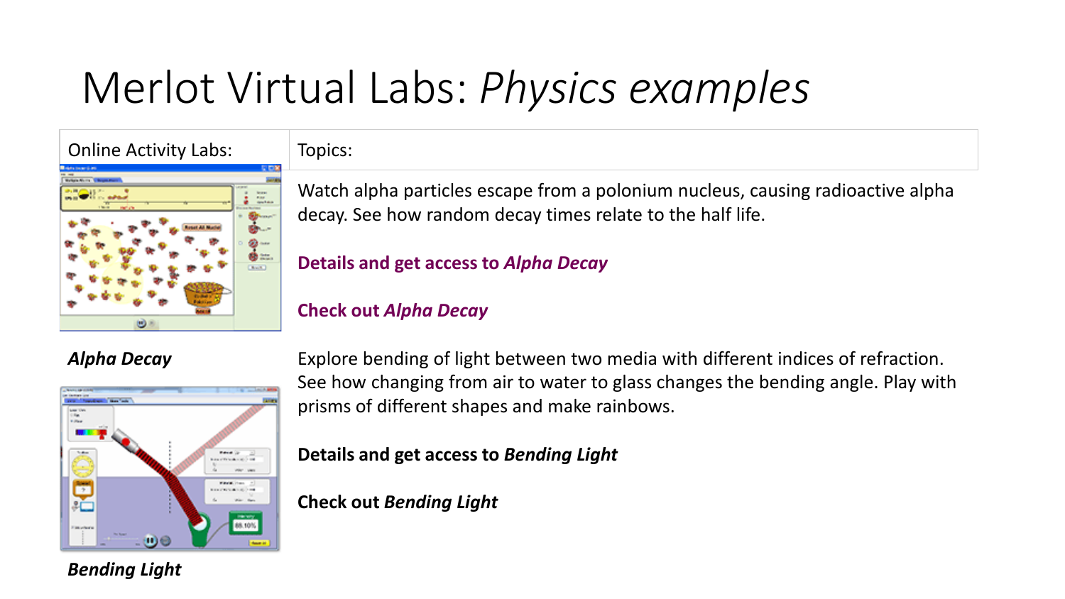# Merlot Virtual Labs: *Physics examples*

| Online Activity Labs: | Topics: |
| --- | --- |
| ***Alpha Decay*** | Watch alpha particles escape from a polonium nucleus, causing radioactive alpha decay. See how random decay times relate to the half life.<br><br>**Details and get access to *Alpha Decay***<br><br>**Check out *Alpha Decay*** |
| ***Bending Light*** | Explore bending of light between two media with different indices of refraction. See how changing from air to water to glass changes the bending angle. Play with prisms of different shapes and make rainbows.<br><br>**Details and get access to *Bending Light***<br><br>**Check out *Bending Light*** |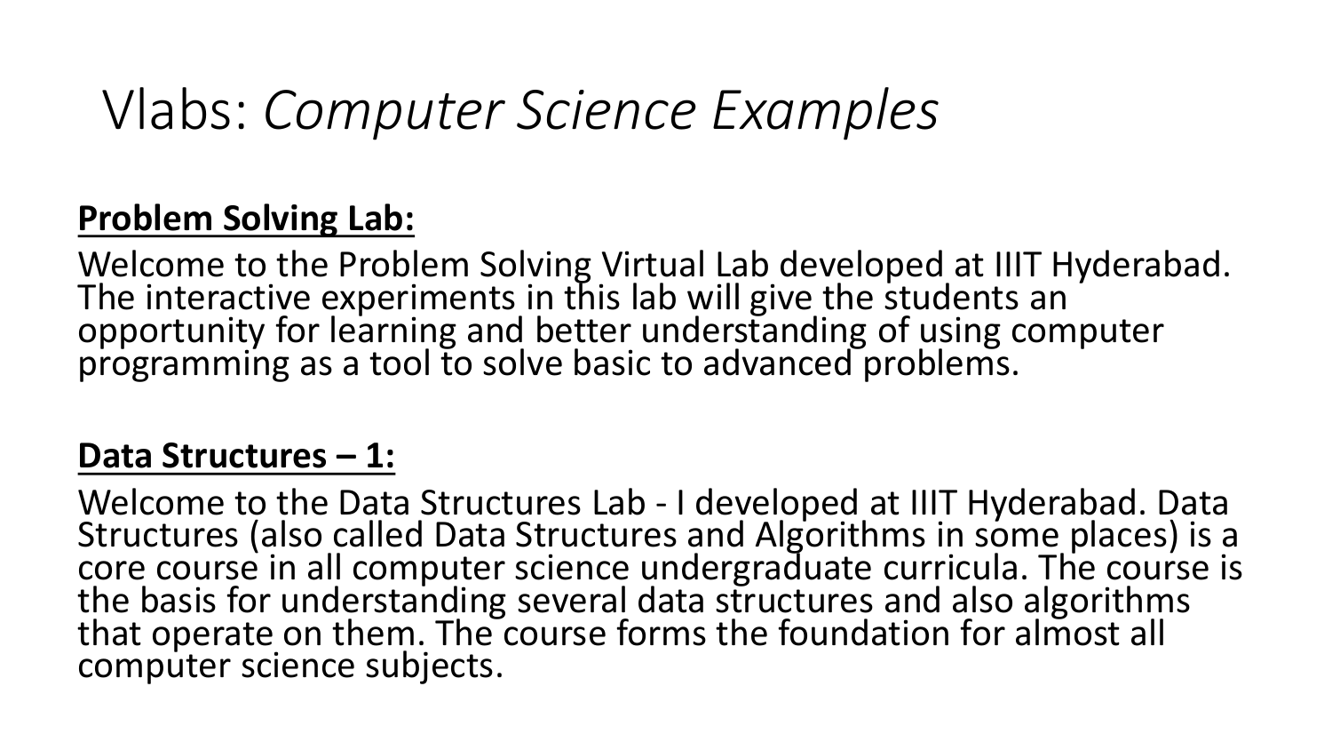# Vlabs: *Computer Science Examples*

**Problem Solving Lab:**

Welcome to the Problem Solving Virtual Lab developed at IIIT Hyderabad. The interactive experiments in this lab will give the students an opportunity for learning and better understanding of using computer programming as a tool to solve basic to advanced problems.

**Data Structures – 1:**

Welcome to the Data Structures Lab - I developed at IIIT Hyderabad. Data Structures (also called Data Structures and Algorithms in some places) is a core course in all computer science undergraduate curricula. The course is the basis for understanding several data structures and also algorithms that operate on them. The course forms the foundation for almost all computer science subjects.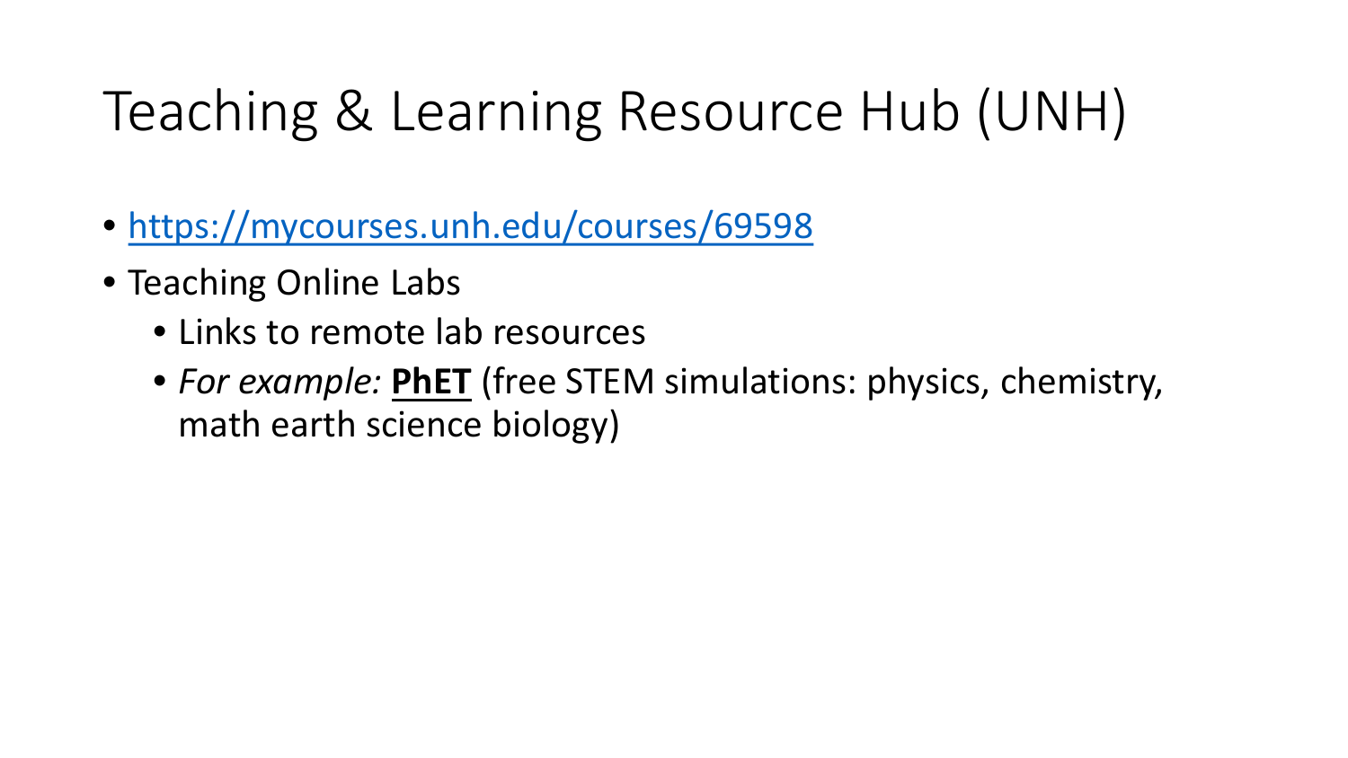# Teaching & Learning Resource Hub (UNH)

- https://mycourses.unh.edu/courses/69598
- Teaching Online Labs
  - Links to remote lab resources
  - *For example:* **PhET** (free STEM simulations: physics, chemistry, math earth science biology)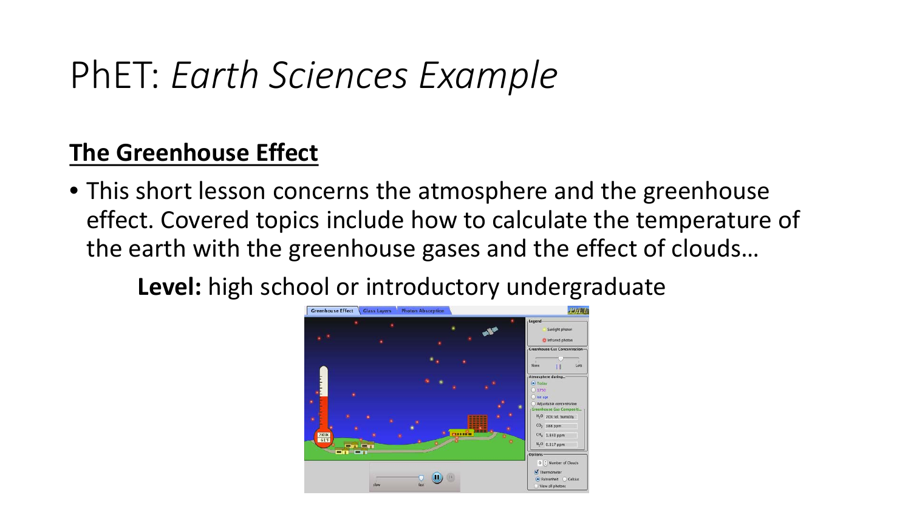# PhET: *Earth Sciences Example*

**The Greenhouse Effect**

- This short lesson concerns the atmosphere and the greenhouse effect. Covered topics include how to calculate the temperature of the earth with the greenhouse gases and the effect of clouds…

**Level:** high school or introductory undergraduate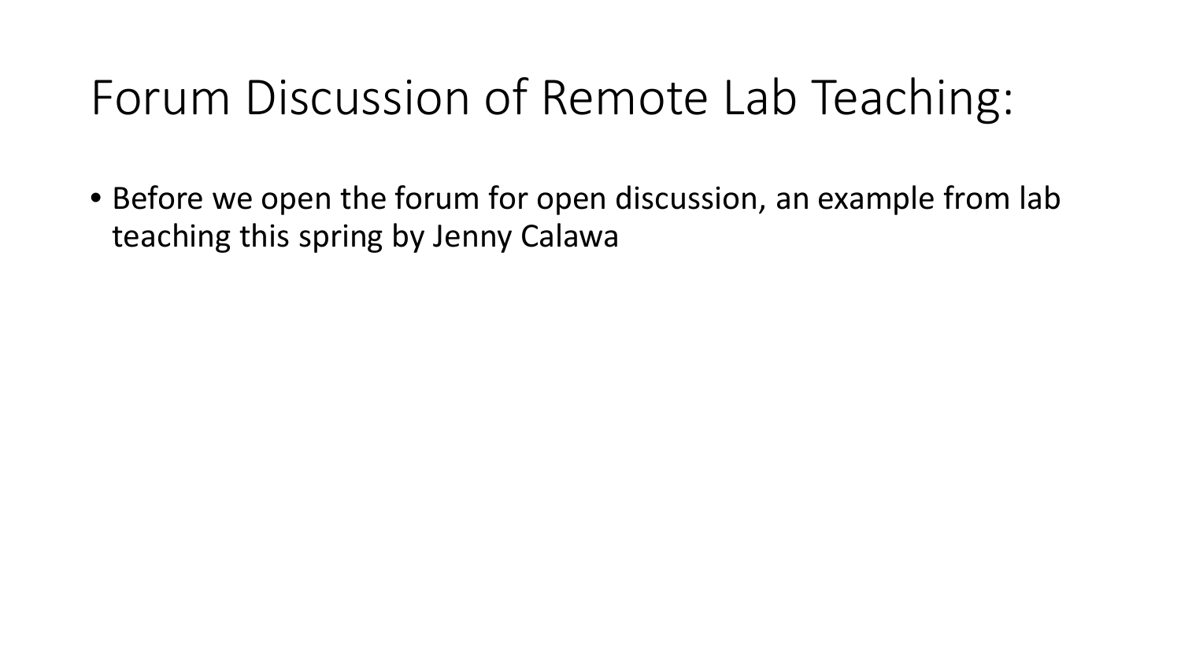# Forum Discussion of Remote Lab Teaching:

- Before we open the forum for open discussion, an example from lab teaching this spring by Jenny Calawa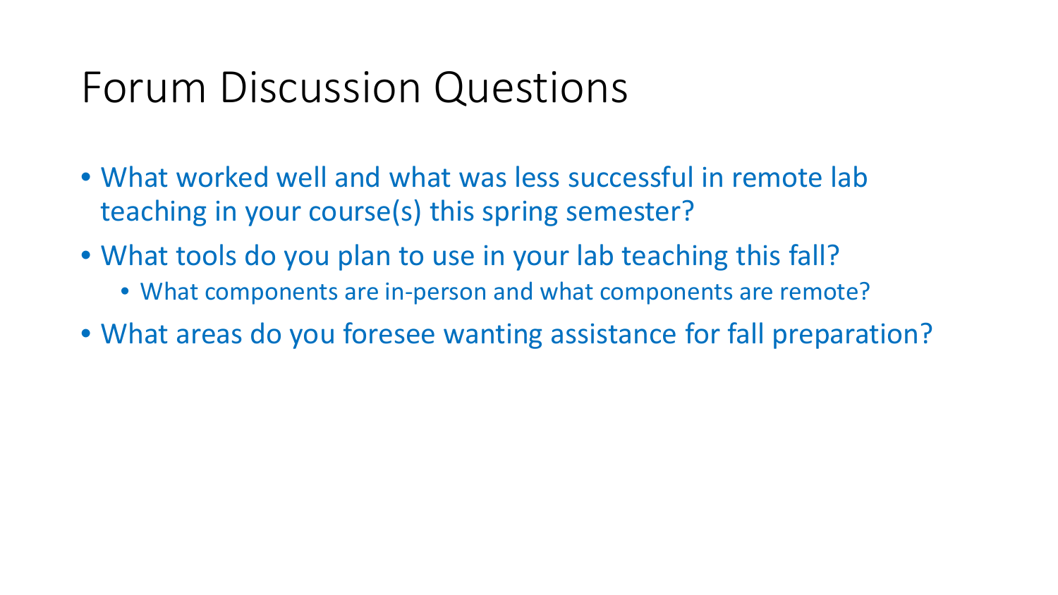# Forum Discussion Questions

- What worked well and what was less successful in remote lab teaching in your course(s) this spring semester?
- What tools do you plan to use in your lab teaching this fall?
  - What components are in-person and what components are remote?
- What areas do you foresee wanting assistance for fall preparation?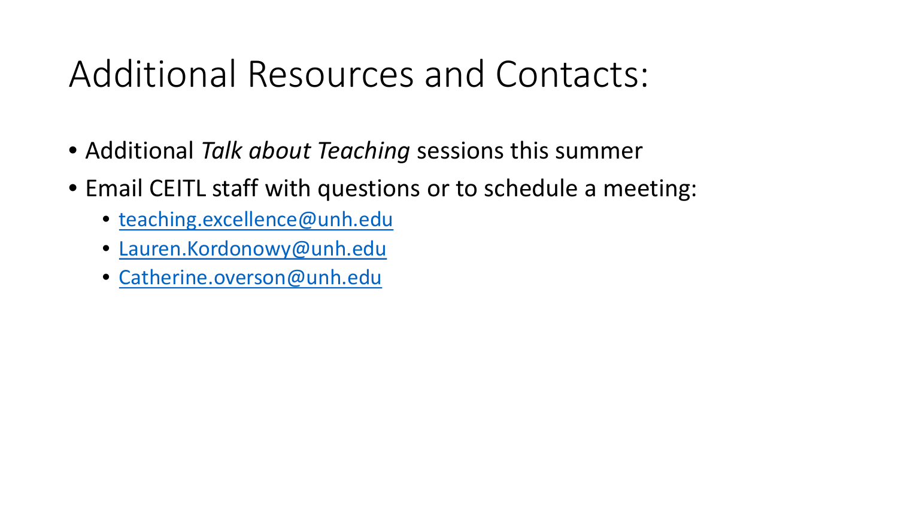# Additional Resources and Contacts:

- Additional *Talk about Teaching* sessions this summer
- Email CEITL staff with questions or to schedule a meeting:
  - teaching.excellence@unh.edu
  - Lauren.Kordonowy@unh.edu
  - Catherine.overson@unh.edu